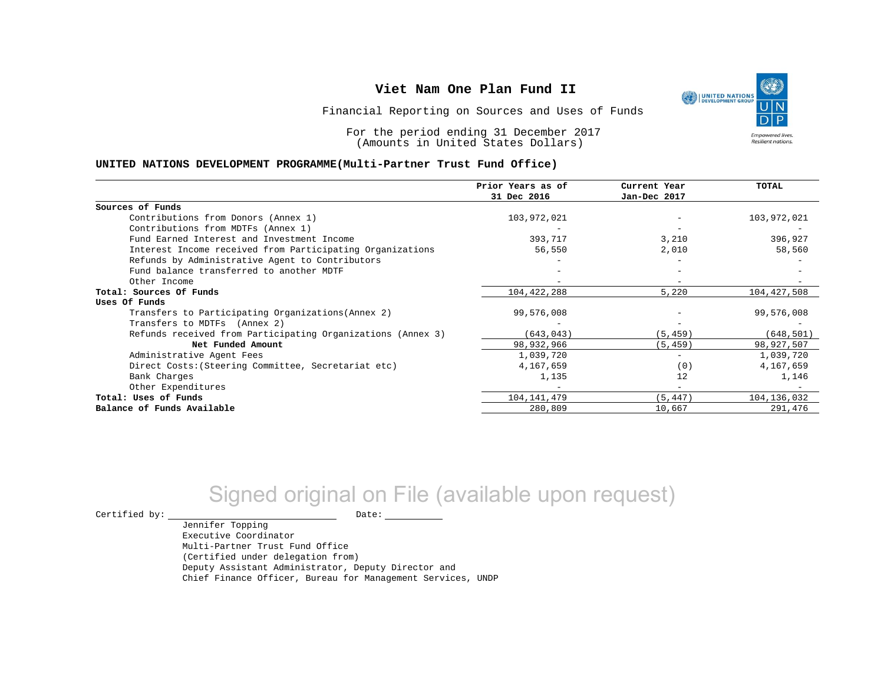# Viet Nam One Plan Fund II

Financial Reporting on Sources and Uses of Funds

For the period ending 31 December 2017
(Amounts in United States Dollars)

**UNITED NATIONS DEVELOPMENT PROGRAMME(Multi-Partner Trust Fund Office)**

| | Prior Years as of 31 Dec 2016 | Current Year Jan-Dec 2017 | TOTAL |
|---|---|---|---|
| **Sources of Funds** | | | |
| Contributions from Donors (Annex 1) | 103,972,021 | - | 103,972,021 |
| Contributions from MDTFs (Annex 1) | - | - | - |
| Fund Earned Interest and Investment Income | 393,717 | 3,210 | 396,927 |
| Interest Income received from Participating Organizations | 56,550 | 2,010 | 58,560 |
| Refunds by Administrative Agent to Contributors | - | - | - |
| Fund balance transferred to another MDTF | - | - | - |
| Other Income | - | - | - |
| **Total: Sources Of Funds** | 104,422,288 | 5,220 | 104,427,508 |
| **Uses Of Funds** | | | |
| Transfers to Participating Organizations(Annex 2) | 99,576,008 | - | 99,576,008 |
| Transfers to MDTFs (Annex 2) | - | - | - |
| Refunds received from Participating Organizations (Annex 3) | (643,043) | (5,459) | (648,501) |
| **Net Funded Amount** | 98,932,966 | (5,459) | 98,927,507 |
| Administrative Agent Fees | 1,039,720 | - | 1,039,720 |
| Direct Costs:(Steering Committee, Secretariat etc) | 4,167,659 | (0) | 4,167,659 |
| Bank Charges | 1,135 | 12 | 1,146 |
| Other Expenditures | - | - | - |
| **Total: Uses of Funds** | 104,141,479 | (5,447) | 104,136,032 |
| **Balance of Funds Available** | 280,809 | 10,667 | 291,476 |

Signed original on File (available upon request)

Certified by: \_\_\_\_\_\_\_\_\_\_\_\_\_\_\_\_\_\_\_\_ Date: \_\_\_\_\_\_\_\_\_\_

Jennifer Topping
Executive Coordinator
Multi-Partner Trust Fund Office
(Certified under delegation from)
Deputy Assistant Administrator, Deputy Director and
Chief Finance Officer, Bureau for Management Services, UNDP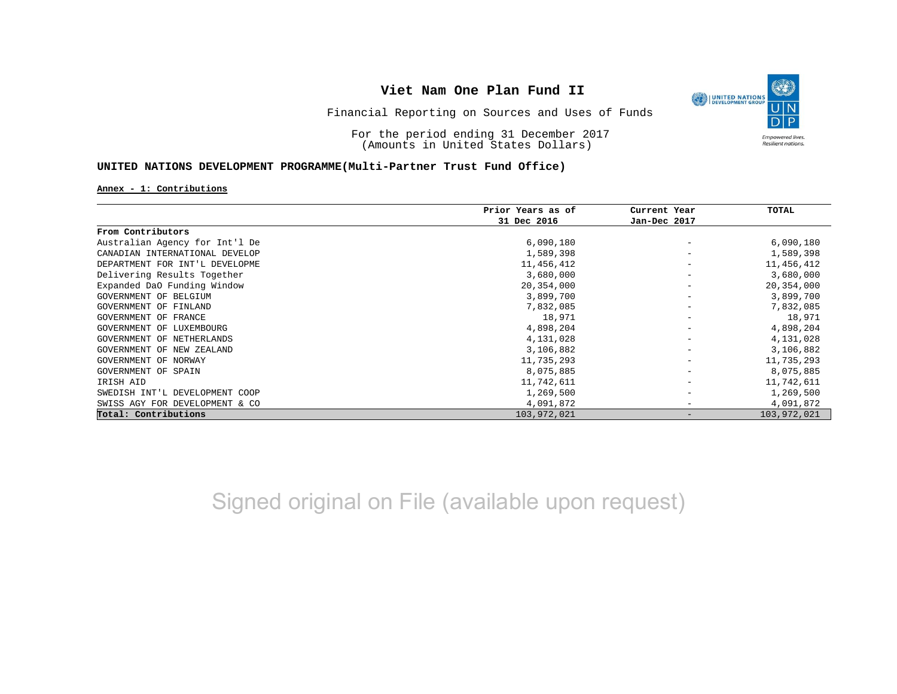# Viet Nam One Plan Fund II

Financial Reporting on Sources and Uses of Funds

For the period ending 31 December 2017
(Amounts in United States Dollars)

## UNITED NATIONS DEVELOPMENT PROGRAMME(Multi-Partner Trust Fund Office)

**Annex - 1: Contributions**

| | Prior Years as of 31 Dec 2016 | Current Year Jan-Dec 2017 | TOTAL |
|---|---|---|---|
| **From Contributors** | | | |
| Australian Agency for Int'l De | 6,090,180 | - | 6,090,180 |
| CANADIAN INTERNATIONAL DEVELOP | 1,589,398 | - | 1,589,398 |
| DEPARTMENT FOR INT'L DEVELOPME | 11,456,412 | - | 11,456,412 |
| Delivering Results Together | 3,680,000 | - | 3,680,000 |
| Expanded DaO Funding Window | 20,354,000 | - | 20,354,000 |
| GOVERNMENT OF BELGIUM | 3,899,700 | - | 3,899,700 |
| GOVERNMENT OF FINLAND | 7,832,085 | - | 7,832,085 |
| GOVERNMENT OF FRANCE | 18,971 | - | 18,971 |
| GOVERNMENT OF LUXEMBOURG | 4,898,204 | - | 4,898,204 |
| GOVERNMENT OF NETHERLANDS | 4,131,028 | - | 4,131,028 |
| GOVERNMENT OF NEW ZEALAND | 3,106,882 | - | 3,106,882 |
| GOVERNMENT OF NORWAY | 11,735,293 | - | 11,735,293 |
| GOVERNMENT OF SPAIN | 8,075,885 | - | 8,075,885 |
| IRISH AID | 11,742,611 | - | 11,742,611 |
| SWEDISH INT'L DEVELOPMENT COOP | 1,269,500 | - | 1,269,500 |
| SWISS AGY FOR DEVELOPMENT & CO | 4,091,872 | - | 4,091,872 |
| **Total: Contributions** | 103,972,021 | - | 103,972,021 |

Signed original on File (available upon request)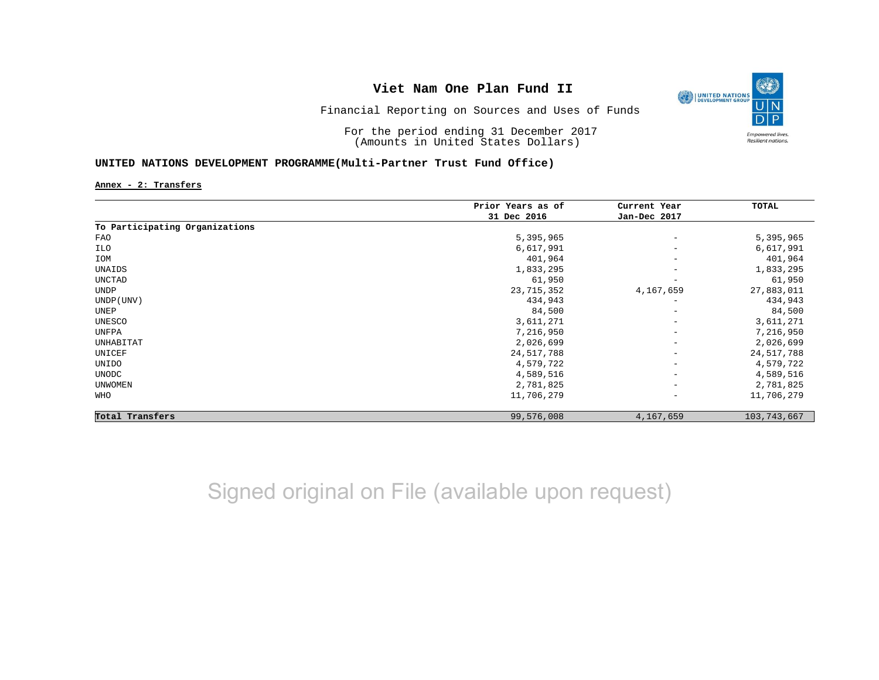# Viet Nam One Plan Fund II

Financial Reporting on Sources and Uses of Funds

For the period ending 31 December 2017
(Amounts in United States Dollars)

**UNITED NATIONS DEVELOPMENT PROGRAMME(Multi-Partner Trust Fund Office)**

**Annex - 2: Transfers**

| | Prior Years as of 31 Dec 2016 | Current Year Jan-Dec 2017 | TOTAL |
|---|---|---|---|
| **To Participating Organizations** | | | |
| FAO | 5,395,965 | - | 5,395,965 |
| ILO | 6,617,991 | - | 6,617,991 |
| IOM | 401,964 | - | 401,964 |
| UNAIDS | 1,833,295 | - | 1,833,295 |
| UNCTAD | 61,950 | - | 61,950 |
| UNDP | 23,715,352 | 4,167,659 | 27,883,011 |
| UNDP(UNV) | 434,943 | - | 434,943 |
| UNEP | 84,500 | - | 84,500 |
| UNESCO | 3,611,271 | - | 3,611,271 |
| UNFPA | 7,216,950 | - | 7,216,950 |
| UNHABITAT | 2,026,699 | - | 2,026,699 |
| UNICEF | 24,517,788 | - | 24,517,788 |
| UNIDO | 4,579,722 | - | 4,579,722 |
| UNODC | 4,589,516 | - | 4,589,516 |
| UNWOMEN | 2,781,825 | - | 2,781,825 |
| WHO | 11,706,279 | - | 11,706,279 |
| **Total Transfers** | 99,576,008 | 4,167,659 | 103,743,667 |

Signed original on File (available upon request)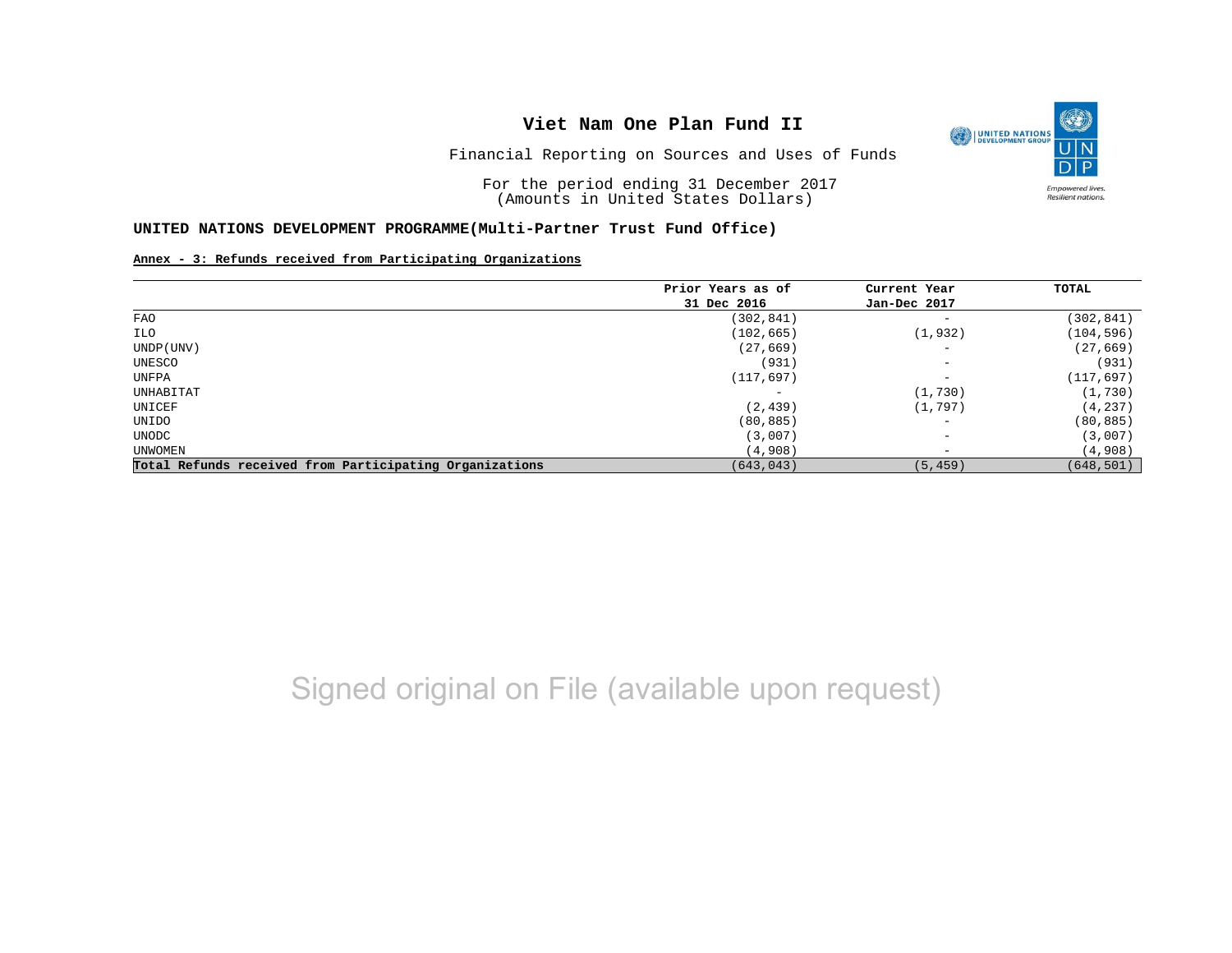# Viet Nam One Plan Fund II

Financial Reporting on Sources and Uses of Funds

For the period ending 31 December 2017
(Amounts in United States Dollars)

**UNITED NATIONS DEVELOPMENT PROGRAMME(Multi-Partner Trust Fund Office)**

**Annex - 3: Refunds received from Participating Organizations**

| | Prior Years as of 31 Dec 2016 | Current Year Jan-Dec 2017 | TOTAL |
|---|---|---|---|
| FAO | (302,841) | - | (302,841) |
| ILO | (102,665) | (1,932) | (104,596) |
| UNDP(UNV) | (27,669) | - | (27,669) |
| UNESCO | (931) | - | (931) |
| UNFPA | (117,697) | - | (117,697) |
| UNHABITAT | - | (1,730) | (1,730) |
| UNICEF | (2,439) | (1,797) | (4,237) |
| UNIDO | (80,885) | - | (80,885) |
| UNODC | (3,007) | - | (3,007) |
| UNWOMEN | (4,908) | - | (4,908) |
| **Total Refunds received from Participating Organizations** | (643,043) | (5,459) | (648,501) |

Signed original on File (available upon request)